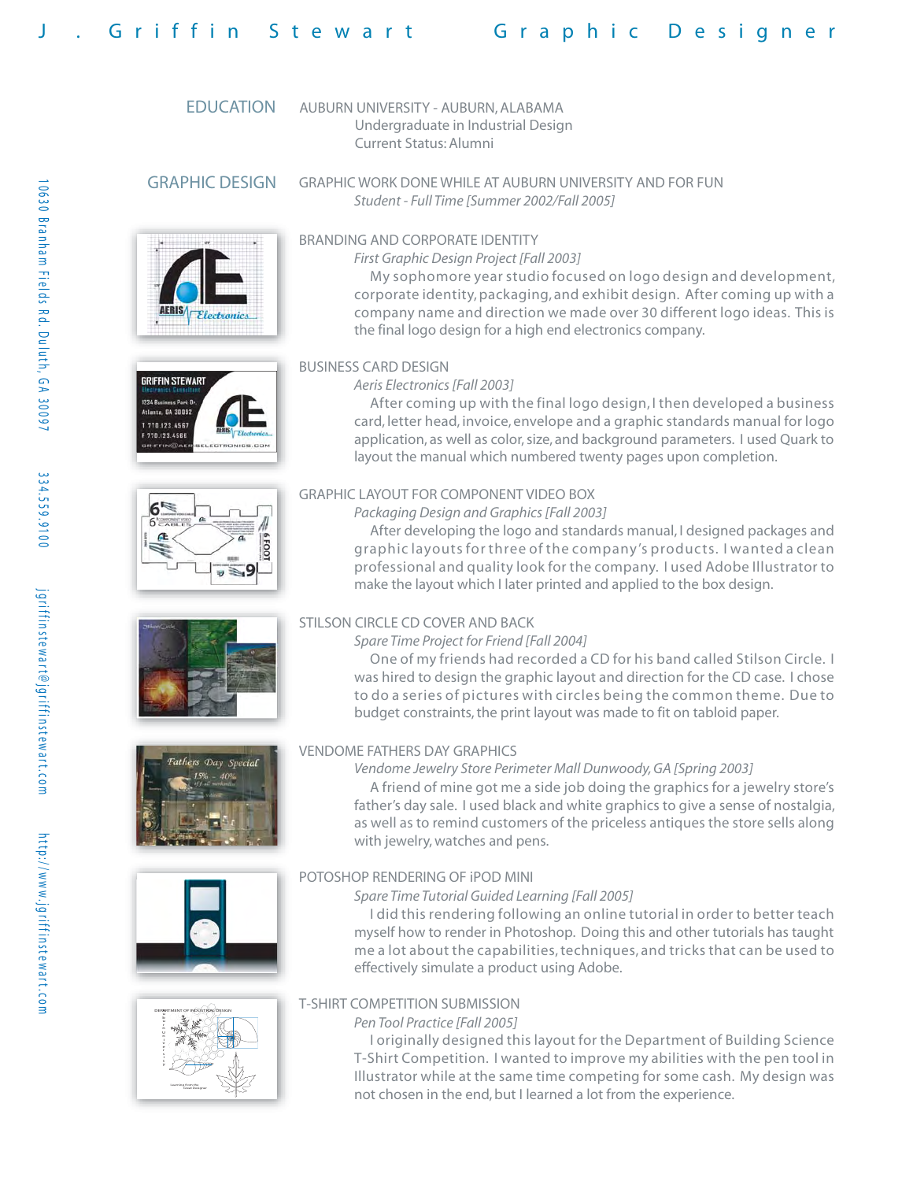# J. Griffin Stewart — Graphic Designer

10630 Branham Fields Rd. Duluth, GA 30097

334.559.9100

jgriffinstewart@jgriffinstewart.com

http://www.jgriffinstewart.com

## EDUCATION

AUBURN UNIVERSITY - AUBURN, ALABAMA
Undergraduate in Industrial Design
Current Status: Alumni

## GRAPHIC DESIGN

GRAPHIC WORK DONE WHILE AT AUBURN UNIVERSITY AND FOR FUN
*Student - Full Time [Summer 2002/Fall 2005]*

### BRANDING AND CORPORATE IDENTITY

*First Graphic Design Project [Fall 2003]*

My sophomore year studio focused on logo design and development, corporate identity, packaging, and exhibit design. After coming up with a company name and direction we made over 30 different logo ideas. This is the final logo design for a high end electronics company.

### BUSINESS CARD DESIGN

*Aeris Electronics [Fall 2003]*

After coming up with the final logo design, I then developed a business card, letter head, invoice, envelope and a graphic standards manual for logo application, as well as color, size, and background parameters. I used Quark to layout the manual which numbered twenty pages upon completion.

### GRAPHIC LAYOUT FOR COMPONENT VIDEO BOX

*Packaging Design and Graphics [Fall 2003]*

After developing the logo and standards manual, I designed packages and graphic layouts for three of the company's products. I wanted a clean professional and quality look for the company. I used Adobe Illustrator to make the layout which I later printed and applied to the box design.

### STILSON CIRCLE CD COVER AND BACK

*Spare Time Project for Friend [Fall 2004]*

One of my friends had recorded a CD for his band called Stilson Circle. I was hired to design the graphic layout and direction for the CD case. I chose to do a series of pictures with circles being the common theme. Due to budget constraints, the print layout was made to fit on tabloid paper.

### VENDOME FATHERS DAY GRAPHICS

*Vendome Jewelry Store Perimeter Mall Dunwoody, GA [Spring 2003]*

A friend of mine got me a side job doing the graphics for a jewelry store's father's day sale. I used black and white graphics to give a sense of nostalgia, as well as to remind customers of the priceless antiques the store sells along with jewelry, watches and pens.

### POTOSHOP RENDERING OF iPOD MINI

*Spare Time Tutorial Guided Learning [Fall 2005]*

I did this rendering following an online tutorial in order to better teach myself how to render in Photoshop. Doing this and other tutorials has taught me a lot about the capabilities, techniques, and tricks that can be used to effectively simulate a product using Adobe.

### T-SHIRT COMPETITION SUBMISSION

*Pen Tool Practice [Fall 2005]*

I originally designed this layout for the Department of Building Science T-Shirt Competition. I wanted to improve my abilities with the pen tool in Illustrator while at the same time competing for some cash. My design was not chosen in the end, but I learned a lot from the experience.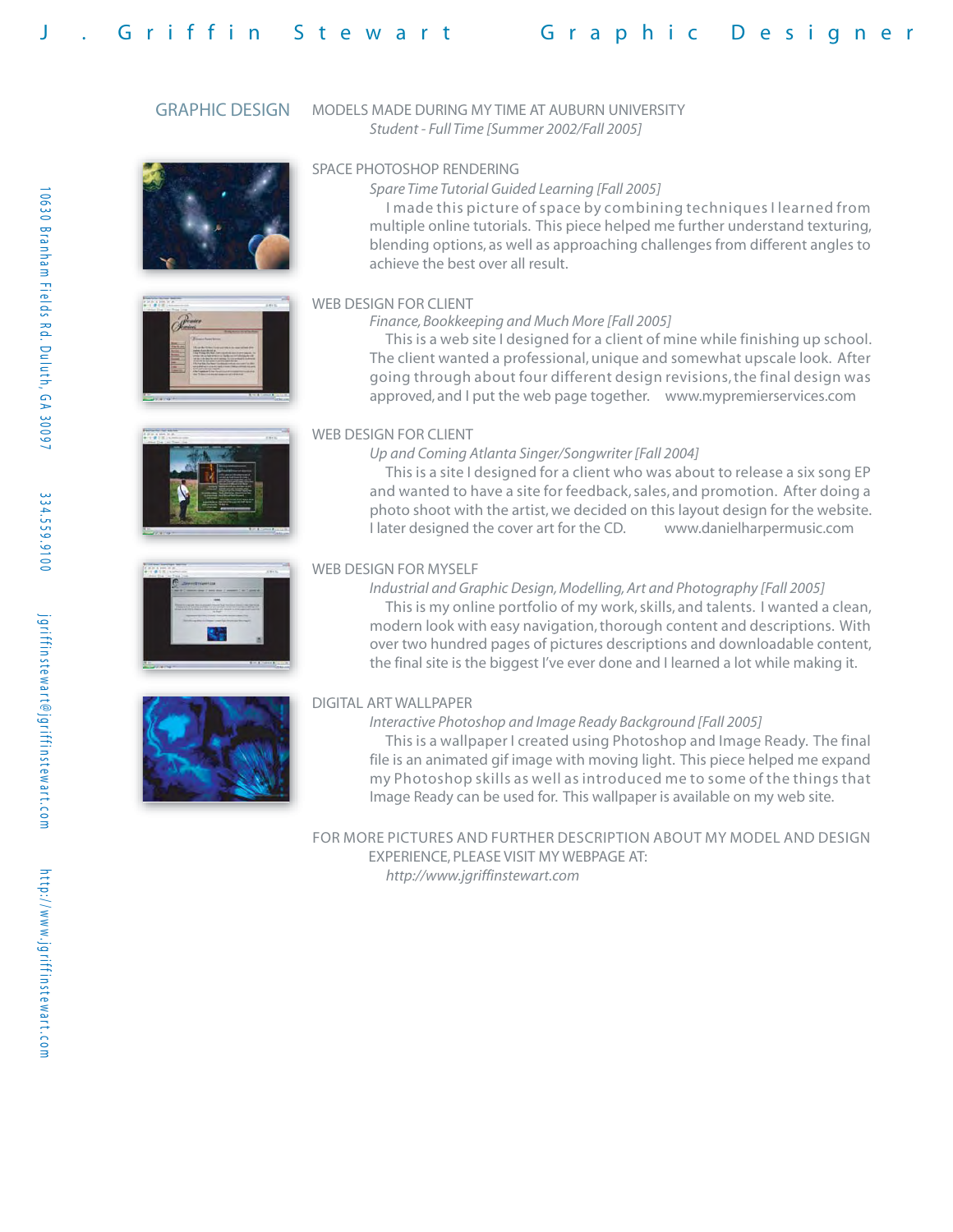# J. Griffin Stewart Graphic Designer

10630 Branham Fields Rd. Duluth, GA 30097 334.559.9100 jgriffinstewart@jgriffinstewart.com http://www.jgriffinstewart.com

## GRAPHIC DESIGN

MODELS MADE DURING MY TIME AT AUBURN UNIVERSITY
*Student - Full Time [Summer 2002/Fall 2005]*

### SPACE PHOTOSHOP RENDERING

*Spare Time Tutorial Guided Learning [Fall 2005]*

I made this picture of space by combining techniques I learned from multiple online tutorials. This piece helped me further understand texturing, blending options, as well as approaching challenges from different angles to achieve the best over all result.

### WEB DESIGN FOR CLIENT

*Finance, Bookkeeping and Much More [Fall 2005]*

This is a web site I designed for a client of mine while finishing up school. The client wanted a professional, unique and somewhat upscale look. After going through about four different design revisions, the final design was approved, and I put the web page together. www.mypremierservices.com

### WEB DESIGN FOR CLIENT

*Up and Coming Atlanta Singer/Songwriter [Fall 2004]*

This is a site I designed for a client who was about to release a six song EP and wanted to have a site for feedback, sales, and promotion. After doing a photo shoot with the artist, we decided on this layout design for the website. I later designed the cover art for the CD. www.danielharpermusic.com

### WEB DESIGN FOR MYSELF

*Industrial and Graphic Design, Modelling, Art and Photography [Fall 2005]*

This is my online portfolio of my work, skills, and talents. I wanted a clean, modern look with easy navigation, thorough content and descriptions. With over two hundred pages of pictures descriptions and downloadable content, the final site is the biggest I've ever done and I learned a lot while making it.

### DIGITAL ART WALLPAPER

*Interactive Photoshop and Image Ready Background [Fall 2005]*

This is a wallpaper I created using Photoshop and Image Ready. The final file is an animated gif image with moving light. This piece helped me expand my Photoshop skills as well as introduced me to some of the things that Image Ready can be used for. This wallpaper is available on my web site.

FOR MORE PICTURES AND FURTHER DESCRIPTION ABOUT MY MODEL AND DESIGN EXPERIENCE, PLEASE VISIT MY WEBPAGE AT:
*http://www.jgriffinstewart.com*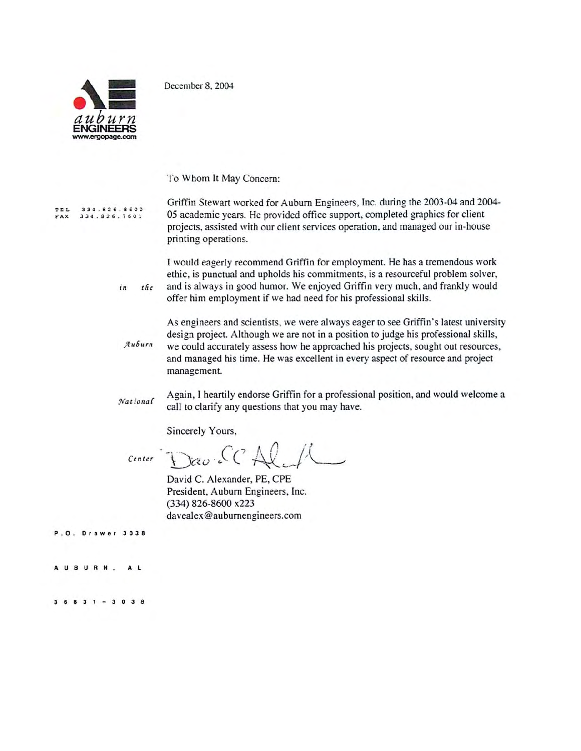auburn ENGINEERS
www.ergopage.com

December 8, 2004

TEL 334.826.8600
FAX 334.826.7601

in the Auburn National Center

P.O. Drawer 3038
AUBURN, AL
36831-3038

To Whom It May Concern:

Griffin Stewart worked for Auburn Engineers, Inc. during the 2003-04 and 2004-05 academic years. He provided office support, completed graphics for client projects, assisted with our client services operation, and managed our in-house printing operations.

I would eagerly recommend Griffin for employment. He has a tremendous work ethic, is punctual and upholds his commitments, is a resourceful problem solver, and is always in good humor. We enjoyed Griffin very much, and frankly would offer him employment if we had need for his professional skills.

As engineers and scientists, we were always eager to see Griffin's latest university design project. Although we are not in a position to judge his professional skills, we could accurately assess how he approached his projects, sought out resources, and managed his time. He was excellent in every aspect of resource and project management.

Again, I heartily endorse Griffin for a professional position, and would welcome a call to clarify any questions that you may have.

Sincerely Yours,

David C. Alexander, PE, CPE
President, Auburn Engineers, Inc.
(334) 826-8600 x223
davealex@auburnengineers.com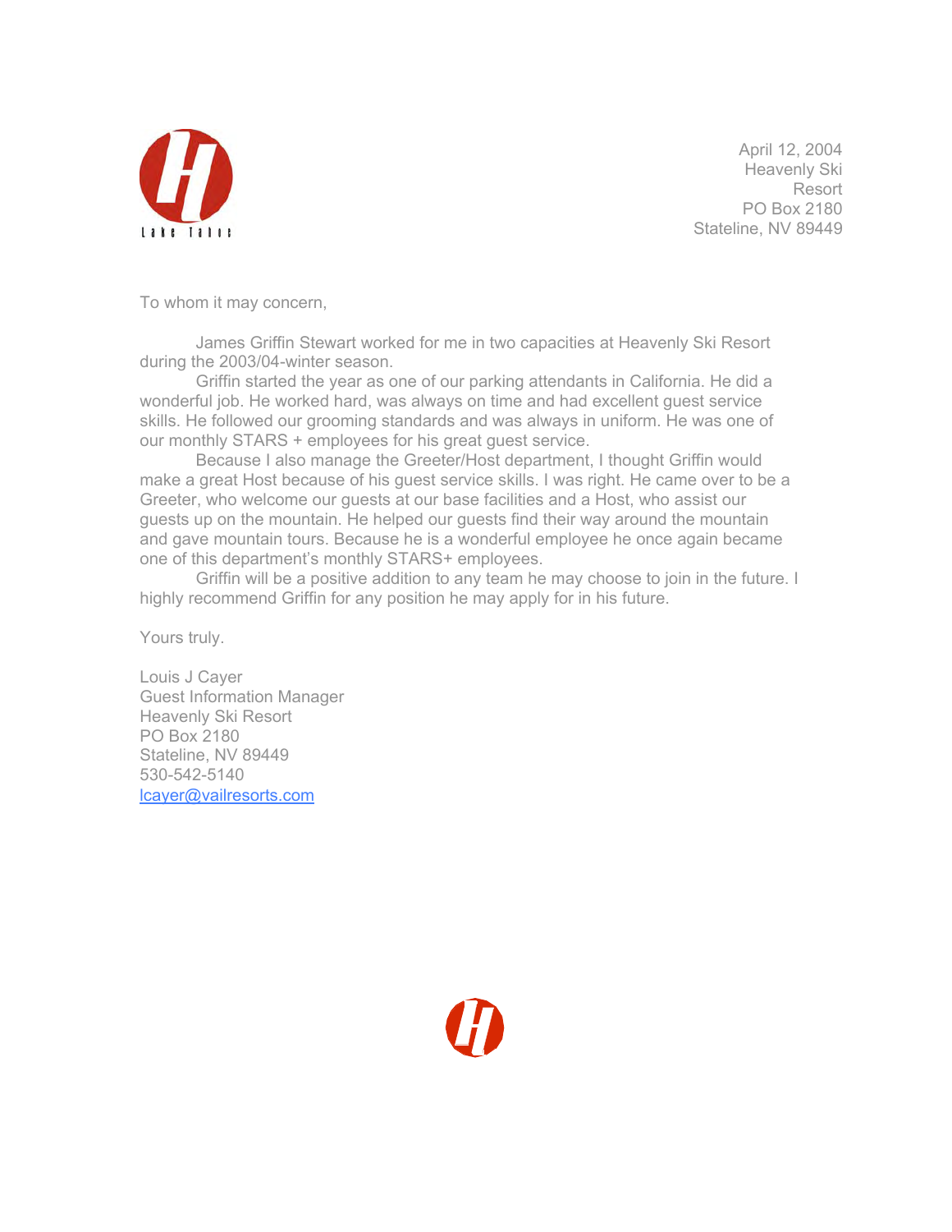April 12, 2004
Heavenly Ski
Resort
PO Box 2180
Stateline, NV 89449

To whom it may concern,

James Griffin Stewart worked for me in two capacities at Heavenly Ski Resort during the 2003/04-winter season.

Griffin started the year as one of our parking attendants in California. He did a wonderful job. He worked hard, was always on time and had excellent guest service skills. He followed our grooming standards and was always in uniform. He was one of our monthly STARS + employees for his great guest service.

Because I also manage the Greeter/Host department, I thought Griffin would make a great Host because of his guest service skills. I was right. He came over to be a Greeter, who welcome our guests at our base facilities and a Host, who assist our guests up on the mountain. He helped our guests find their way around the mountain and gave mountain tours. Because he is a wonderful employee he once again became one of this department's monthly STARS+ employees.

Griffin will be a positive addition to any team he may choose to join in the future. I highly recommend Griffin for any position he may apply for in his future.

Yours truly.

Louis J Cayer
Guest Information Manager
Heavenly Ski Resort
PO Box 2180
Stateline, NV 89449
530-542-5140
lcayer@vailresorts.com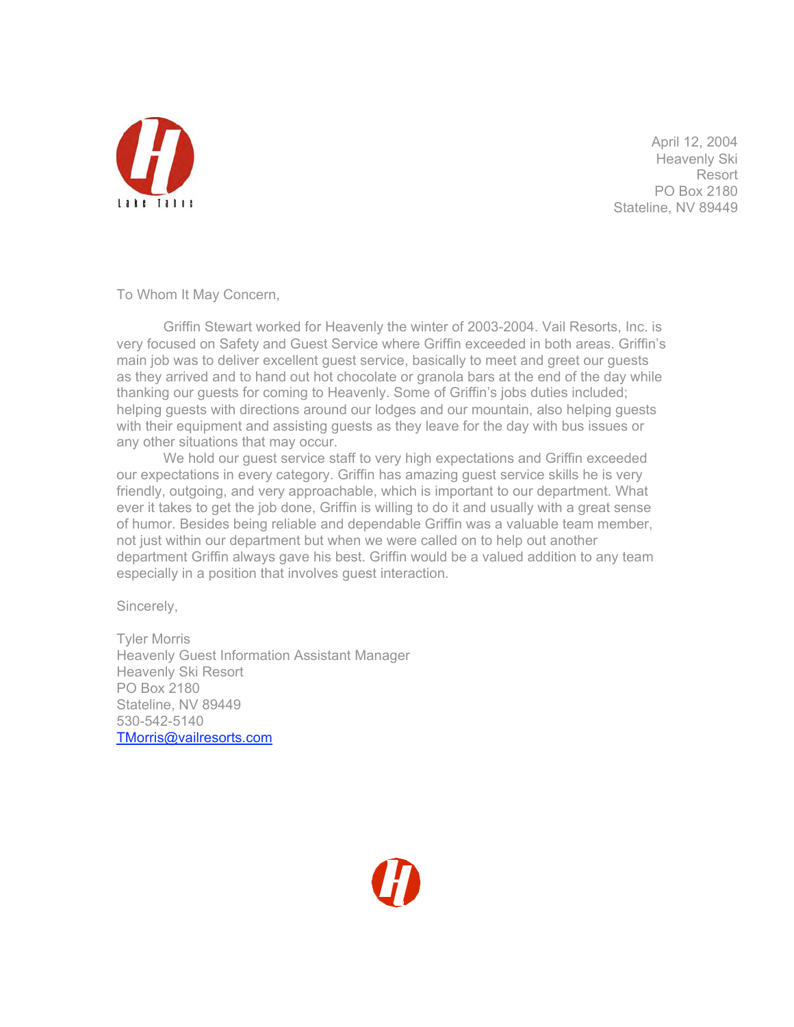April 12, 2004
Heavenly Ski Resort
PO Box 2180
Stateline, NV 89449

To Whom It May Concern,

Griffin Stewart worked for Heavenly the winter of 2003-2004. Vail Resorts, Inc. is very focused on Safety and Guest Service where Griffin exceeded in both areas. Griffin's main job was to deliver excellent guest service, basically to meet and greet our guests as they arrived and to hand out hot chocolate or granola bars at the end of the day while thanking our guests for coming to Heavenly. Some of Griffin's jobs duties included; helping guests with directions around our lodges and our mountain, also helping guests with their equipment and assisting guests as they leave for the day with bus issues or any other situations that may occur.

We hold our guest service staff to very high expectations and Griffin exceeded our expectations in every category. Griffin has amazing guest service skills he is very friendly, outgoing, and very approachable, which is important to our department. What ever it takes to get the job done, Griffin is willing to do it and usually with a great sense of humor. Besides being reliable and dependable Griffin was a valuable team member, not just within our department but when we were called on to help out another department Griffin always gave his best. Griffin would be a valued addition to any team especially in a position that involves guest interaction.

Sincerely,

Tyler Morris
Heavenly Guest Information Assistant Manager
Heavenly Ski Resort
PO Box 2180
Stateline, NV 89449
530-542-5140
TMorris@vailresorts.com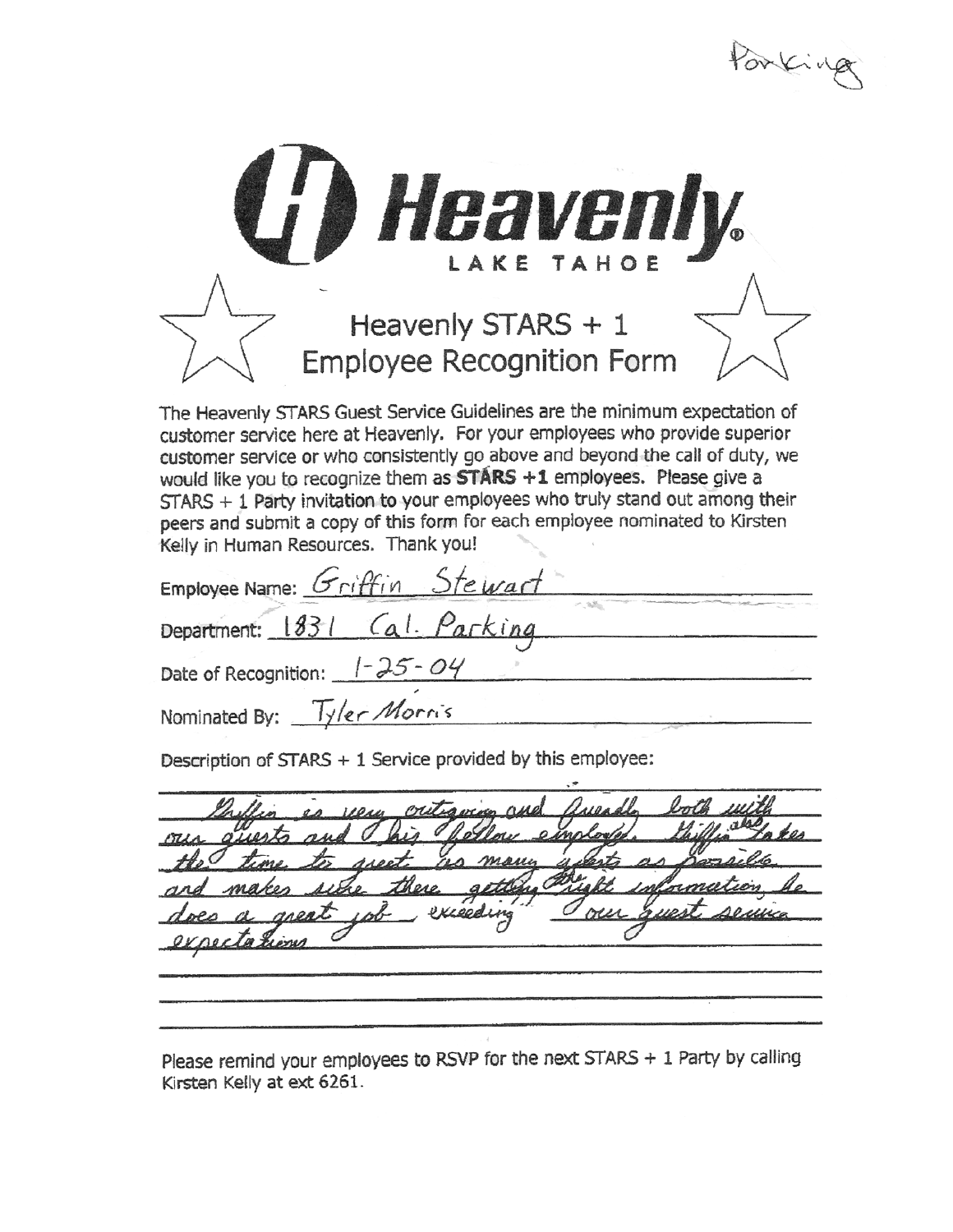Parking

# Heavenly

LAKE TAHOE

## Heavenly STARS + 1
## Employee Recognition Form

The Heavenly STARS Guest Service Guidelines are the minimum expectation of customer service here at Heavenly. For your employees who provide superior customer service or who consistently go above and beyond the call of duty, we would like you to recognize them as **STARS +1** employees. Please give a STARS + 1 Party invitation to your employees who truly stand out among their peers and submit a copy of this form for each employee nominated to Kirsten Kelly in Human Resources. Thank you!

Employee Name: Griffin Stewart

Department: 1831 Cal. Parking

Date of Recognition: 1-25-04

Nominated By: Tyler Morris

Description of STARS + 1 Service provided by this employee:

Griffin is very outgoing and friendly both with our guests and his fellow employees. Griffin also takes the time to greet as many guests as possible and makes sure there getting right information. He does a great job exceeding our guest service expectations

Please remind your employees to RSVP for the next STARS + 1 Party by calling Kirsten Kelly at ext 6261.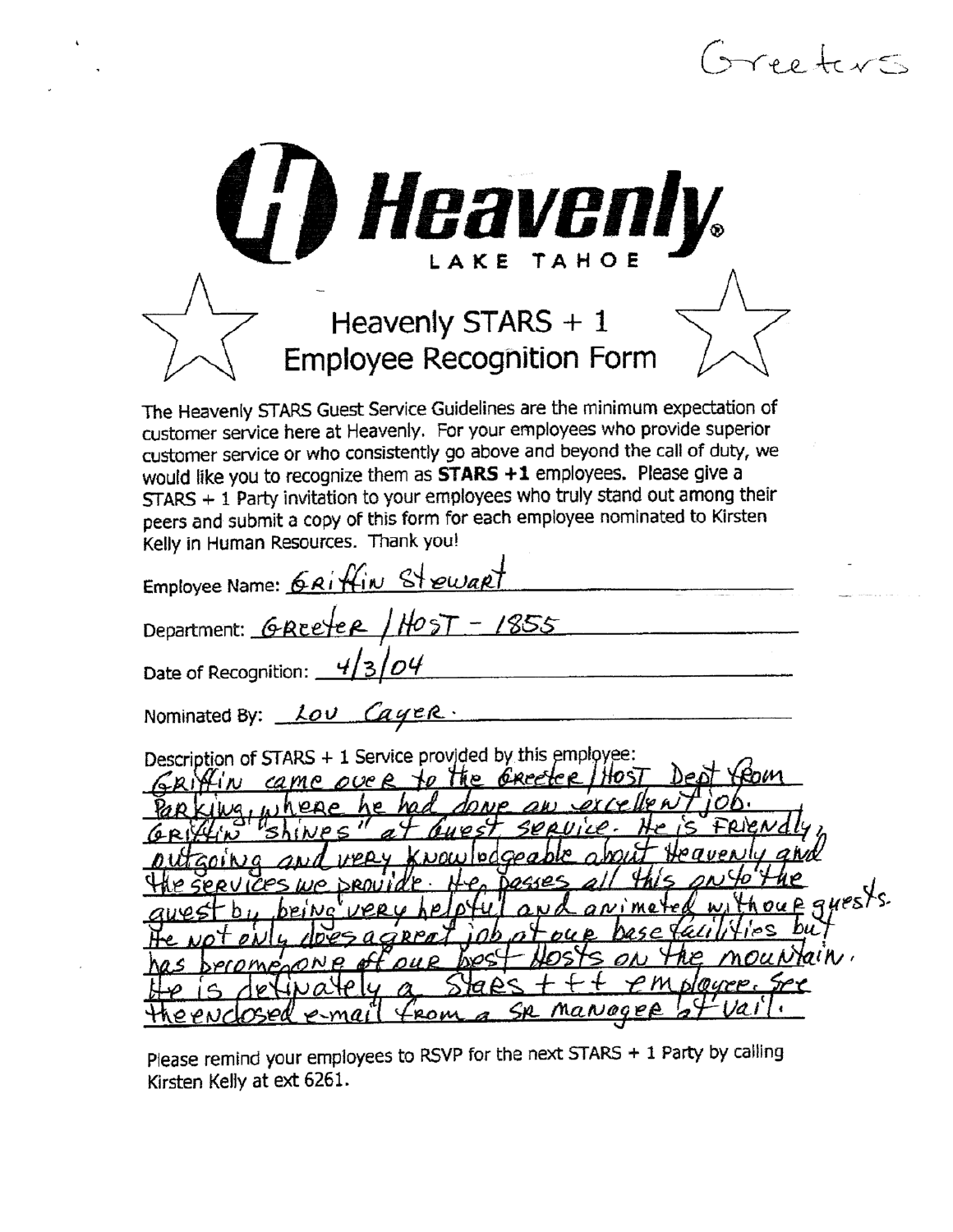Greeters

# Heavenly® LAKE TAHOE

## Heavenly STARS + 1 Employee Recognition Form

The Heavenly STARS Guest Service Guidelines are the minimum expectation of customer service here at Heavenly. For your employees who provide superior customer service or who consistently go above and beyond the call of duty, we would like you to recognize them as **STARS +1** employees. Please give a STARS + 1 Party invitation to your employees who truly stand out among their peers and submit a copy of this form for each employee nominated to Kirsten Kelly in Human Resources. Thank you!

Employee Name: GRiffin Stewart

Department: GReeter / HOST - 1855

Date of Recognition: 4/3/04

Nominated By: Lou Cayer.

Description of STARS + 1 Service provided by this employee:
GRiffin came over to the Greeter / Host Dept from Parking, where he had done an excellent job. GRiffin "shines" at Guest Service. He is friendly, outgoing and very knowledgeable about Heavenly and the services we provide. He passes all this onto the guest by being very helpful and animated with our guests. He not only does a great job at our base facilities but has become one of our best Hosts on the mountain. He is definately a Stars +++ employee. See the enclosed e-mail from a SR manager at Vail.

Please remind your employees to RSVP for the next STARS + 1 Party by calling Kirsten Kelly at ext 6261.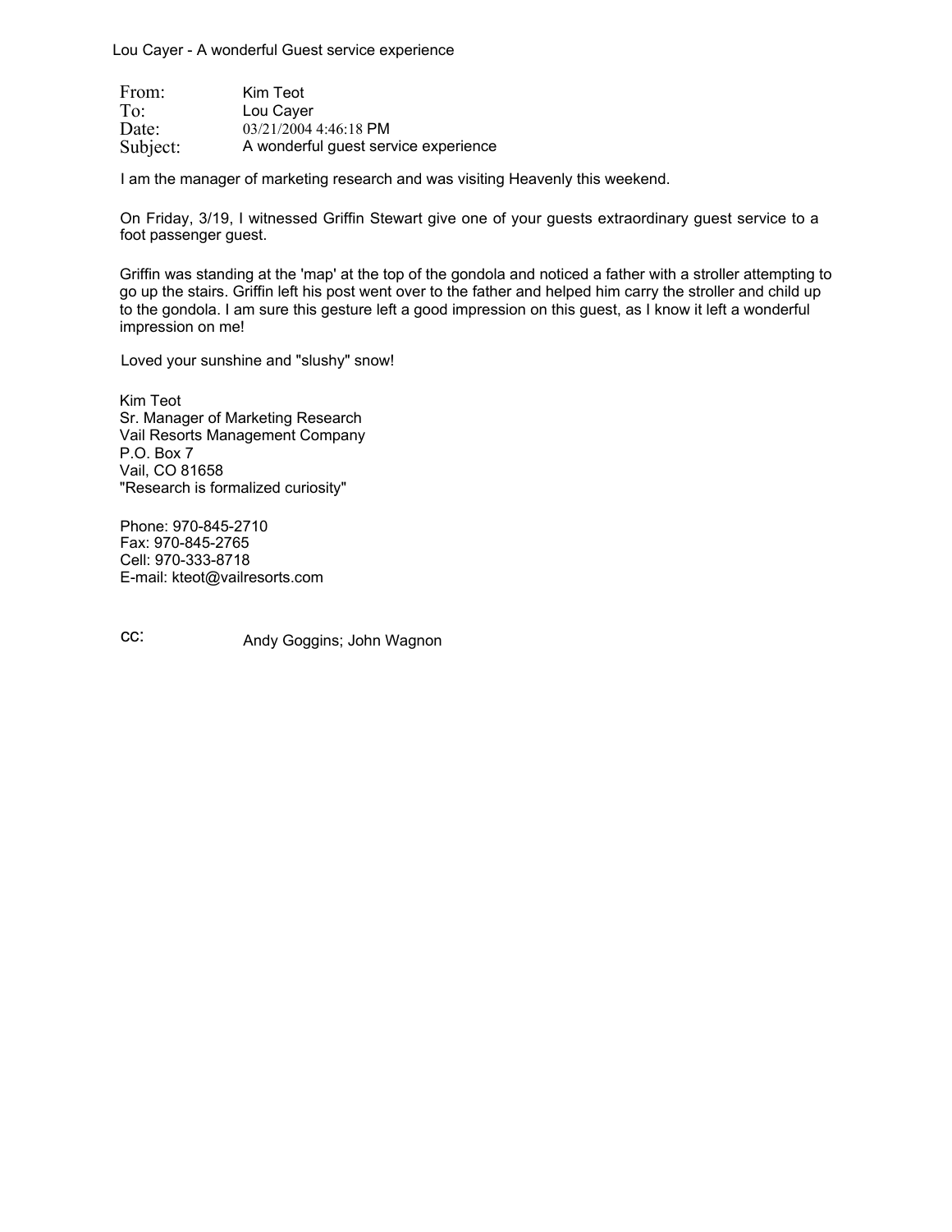Lou Cayer - A wonderful Guest service experience

| | |
|---|---|
| From: | Kim Teot |
| To: | Lou Cayer |
| Date: | 03/21/2004 4:46:18 PM |
| Subject: | A wonderful guest service experience |

I am the manager of marketing research and was visiting Heavenly this weekend.

On Friday, 3/19, I witnessed Griffin Stewart give one of your guests extraordinary guest service to a foot passenger guest.

Griffin was standing at the 'map' at the top of the gondola and noticed a father with a stroller attempting to go up the stairs. Griffin left his post went over to the father and helped him carry the stroller and child up to the gondola. I am sure this gesture left a good impression on this guest, as I know it left a wonderful impression on me!

Loved your sunshine and "slushy" snow!

Kim Teot
Sr. Manager of Marketing Research
Vail Resorts Management Company
P.O. Box 7
Vail, CO 81658
"Research is formalized curiosity"

Phone: 970-845-2710
Fax: 970-845-2765
Cell: 970-333-8718
E-mail: kteot@vailresorts.com

CC: Andy Goggins; John Wagnon